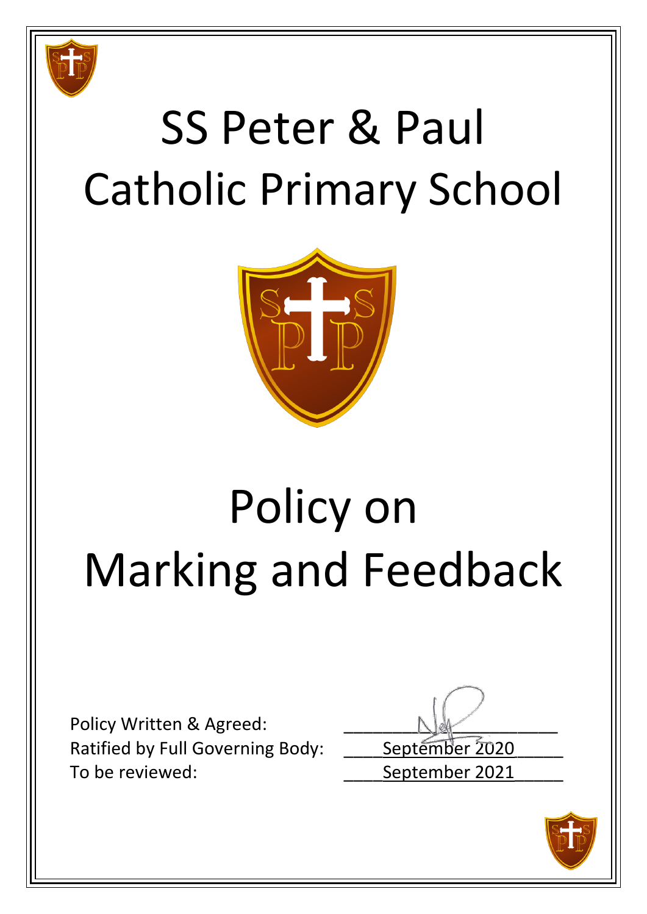# SS Peter & Paul Catholic Primary School

# Policy on Marking and Feedback

Policy Written & Agreed:

Ratified by Full Governing Body: September 2020

To be reviewed: September 2021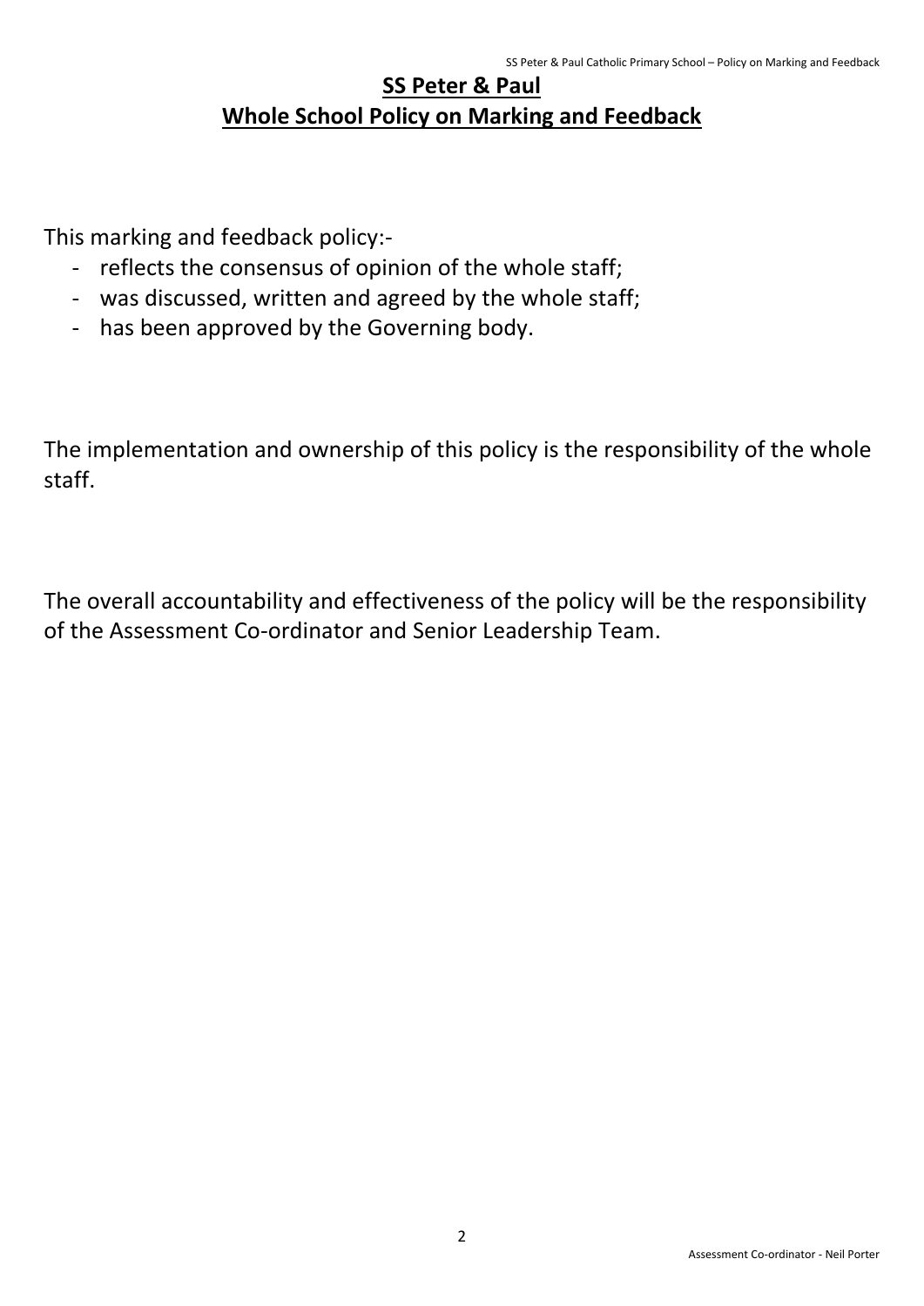# SS Peter & Paul
## Whole School Policy on Marking and Feedback

This marking and feedback policy:-

- reflects the consensus of opinion of the whole staff;
- was discussed, written and agreed by the whole staff;
- has been approved by the Governing body.

The implementation and ownership of this policy is the responsibility of the whole staff.

The overall accountability and effectiveness of the policy will be the responsibility of the Assessment Co-ordinator and Senior Leadership Team.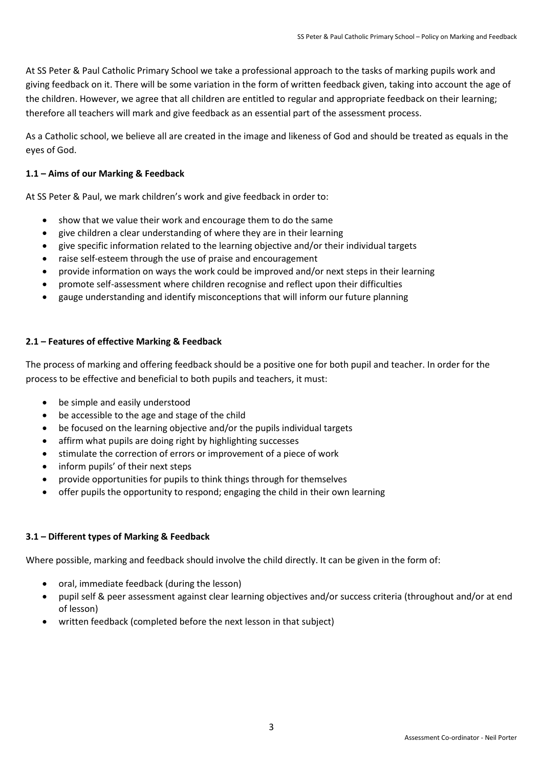At SS Peter & Paul Catholic Primary School we take a professional approach to the tasks of marking pupils work and giving feedback on it. There will be some variation in the form of written feedback given, taking into account the age of the children. However, we agree that all children are entitled to regular and appropriate feedback on their learning; therefore all teachers will mark and give feedback as an essential part of the assessment process.

As a Catholic school, we believe all are created in the image and likeness of God and should be treated as equals in the eyes of God.

**1.1 – Aims of our Marking & Feedback**

At SS Peter & Paul, we mark children's work and give feedback in order to:

- show that we value their work and encourage them to do the same
- give children a clear understanding of where they are in their learning
- give specific information related to the learning objective and/or their individual targets
- raise self-esteem through the use of praise and encouragement
- provide information on ways the work could be improved and/or next steps in their learning
- promote self-assessment where children recognise and reflect upon their difficulties
- gauge understanding and identify misconceptions that will inform our future planning

**2.1 – Features of effective Marking & Feedback**

The process of marking and offering feedback should be a positive one for both pupil and teacher. In order for the process to be effective and beneficial to both pupils and teachers, it must:

- be simple and easily understood
- be accessible to the age and stage of the child
- be focused on the learning objective and/or the pupils individual targets
- affirm what pupils are doing right by highlighting successes
- stimulate the correction of errors or improvement of a piece of work
- inform pupils' of their next steps
- provide opportunities for pupils to think things through for themselves
- offer pupils the opportunity to respond; engaging the child in their own learning

**3.1 – Different types of Marking & Feedback**

Where possible, marking and feedback should involve the child directly. It can be given in the form of:

- oral, immediate feedback (during the lesson)
- pupil self & peer assessment against clear learning objectives and/or success criteria (throughout and/or at end of lesson)
- written feedback (completed before the next lesson in that subject)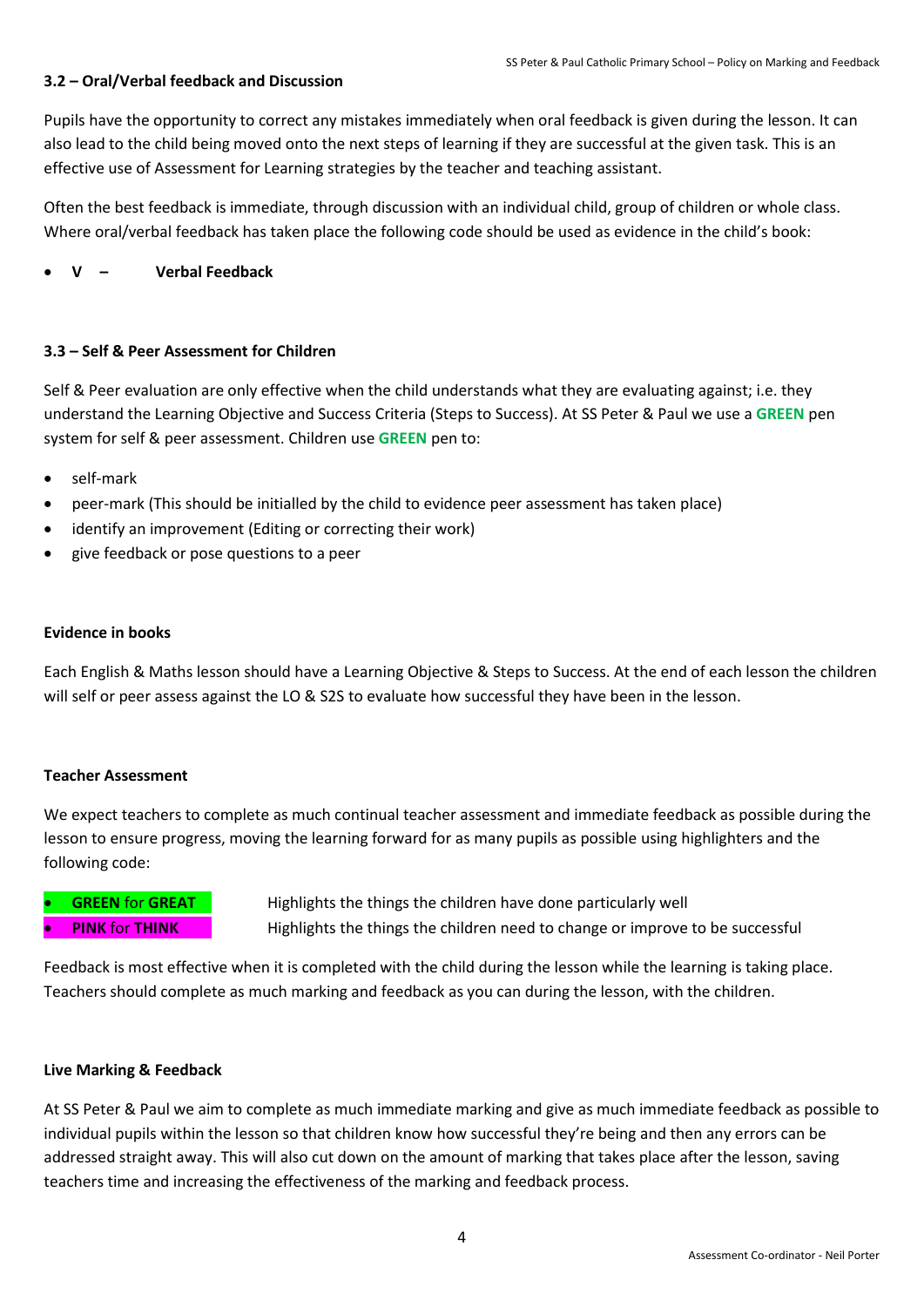### 3.2 – Oral/Verbal feedback and Discussion

Pupils have the opportunity to correct any mistakes immediately when oral feedback is given during the lesson. It can also lead to the child being moved onto the next steps of learning if they are successful at the given task. This is an effective use of Assessment for Learning strategies by the teacher and teaching assistant.

Often the best feedback is immediate, through discussion with an individual child, group of children or whole class. Where oral/verbal feedback has taken place the following code should be used as evidence in the child's book:

- **V – Verbal Feedback**

### 3.3 – Self & Peer Assessment for Children

Self & Peer evaluation are only effective when the child understands what they are evaluating against; i.e. they understand the Learning Objective and Success Criteria (Steps to Success). At SS Peter & Paul we use a **GREEN** pen system for self & peer assessment. Children use **GREEN** pen to:

- self-mark
- peer-mark (This should be initialled by the child to evidence peer assessment has taken place)
- identify an improvement (Editing or correcting their work)
- give feedback or pose questions to a peer

**Evidence in books**

Each English & Maths lesson should have a Learning Objective & Steps to Success. At the end of each lesson the children will self or peer assess against the LO & S2S to evaluate how successful they have been in the lesson.

**Teacher Assessment**

We expect teachers to complete as much continual teacher assessment and immediate feedback as possible during the lesson to ensure progress, moving the learning forward for as many pupils as possible using highlighters and the following code:

- **GREEN** for **GREAT** – Highlights the things the children have done particularly well
- **PINK** for **THINK** – Highlights the things the children need to change or improve to be successful

Feedback is most effective when it is completed with the child during the lesson while the learning is taking place. Teachers should complete as much marking and feedback as you can during the lesson, with the children.

**Live Marking & Feedback**

At SS Peter & Paul we aim to complete as much immediate marking and give as much immediate feedback as possible to individual pupils within the lesson so that children know how successful they're being and then any errors can be addressed straight away. This will also cut down on the amount of marking that takes place after the lesson, saving teachers time and increasing the effectiveness of the marking and feedback process.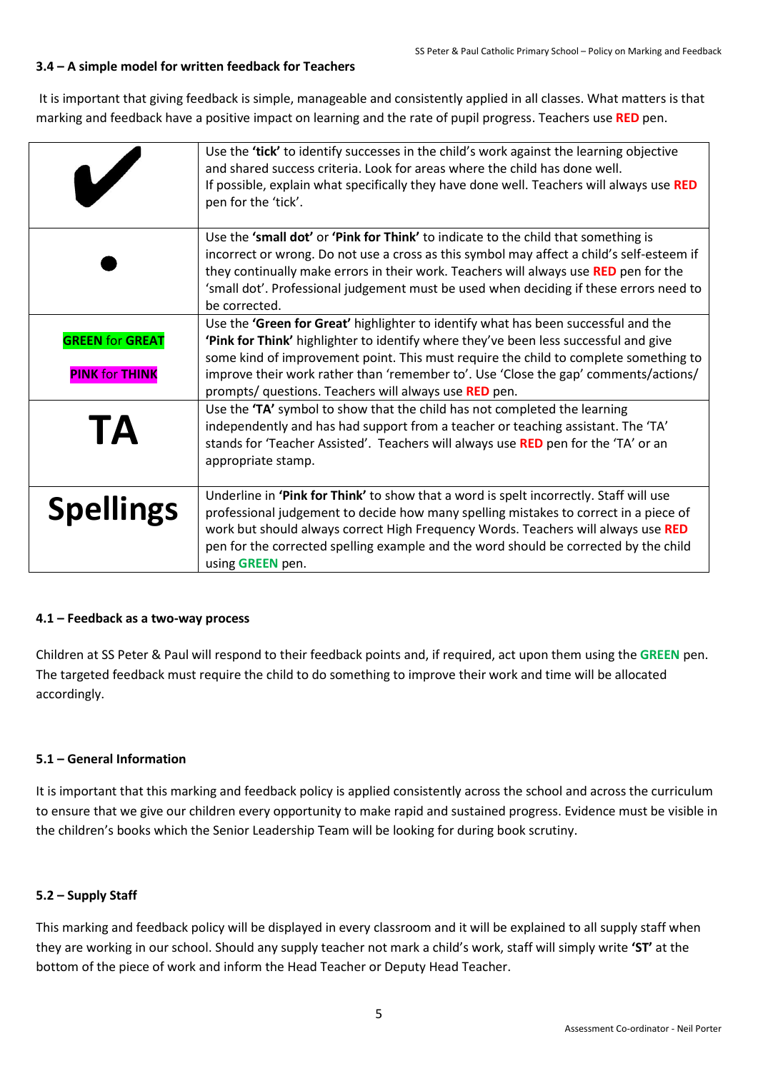### 3.4 – A simple model for written feedback for Teachers

It is important that giving feedback is simple, manageable and consistently applied in all classes. What matters is that marking and feedback have a positive impact on learning and the rate of pupil progress. Teachers use **RED** pen.

| | |
|---|---|
| ✔ | Use the **'tick'** to identify successes in the child's work against the learning objective and shared success criteria. Look for areas where the child has done well. If possible, explain what specifically they have done well. Teachers will always use **RED** pen for the 'tick'. |
| ● | Use the **'small dot'** or **'Pink for Think'** to indicate to the child that something is incorrect or wrong. Do not use a cross as this symbol may affect a child's self-esteem if they continually make errors in their work. Teachers will always use **RED** pen for the 'small dot'. Professional judgement must be used when deciding if these errors need to be corrected. |
| **GREEN** for **GREAT**<br>**PINK** for **THINK** | Use the **'Green for Great'** highlighter to identify what has been successful and the **'Pink for Think'** highlighter to identify where they've been less successful and give some kind of improvement point. This must require the child to complete something to improve their work rather than 'remember to'. Use 'Close the gap' comments/actions/ prompts/ questions. Teachers will always use **RED** pen. |
| **TA** | Use the **'TA'** symbol to show that the child has not completed the learning independently and has had support from a teacher or teaching assistant. The 'TA' stands for 'Teacher Assisted'. Teachers will always use **RED** pen for the 'TA' or an appropriate stamp. |
| **Spellings** | Underline in **'Pink for Think'** to show that a word is spelt incorrectly. Staff will use professional judgement to decide how many spelling mistakes to correct in a piece of work but should always correct High Frequency Words. Teachers will always use **RED** pen for the corrected spelling example and the word should be corrected by the child using **GREEN** pen. |

### 4.1 – Feedback as a two-way process

Children at SS Peter & Paul will respond to their feedback points and, if required, act upon them using the **GREEN** pen. The targeted feedback must require the child to do something to improve their work and time will be allocated accordingly.

### 5.1 – General Information

It is important that this marking and feedback policy is applied consistently across the school and across the curriculum to ensure that we give our children every opportunity to make rapid and sustained progress. Evidence must be visible in the children's books which the Senior Leadership Team will be looking for during book scrutiny.

### 5.2 – Supply Staff

This marking and feedback policy will be displayed in every classroom and it will be explained to all supply staff when they are working in our school. Should any supply teacher not mark a child's work, staff will simply write **'ST'** at the bottom of the piece of work and inform the Head Teacher or Deputy Head Teacher.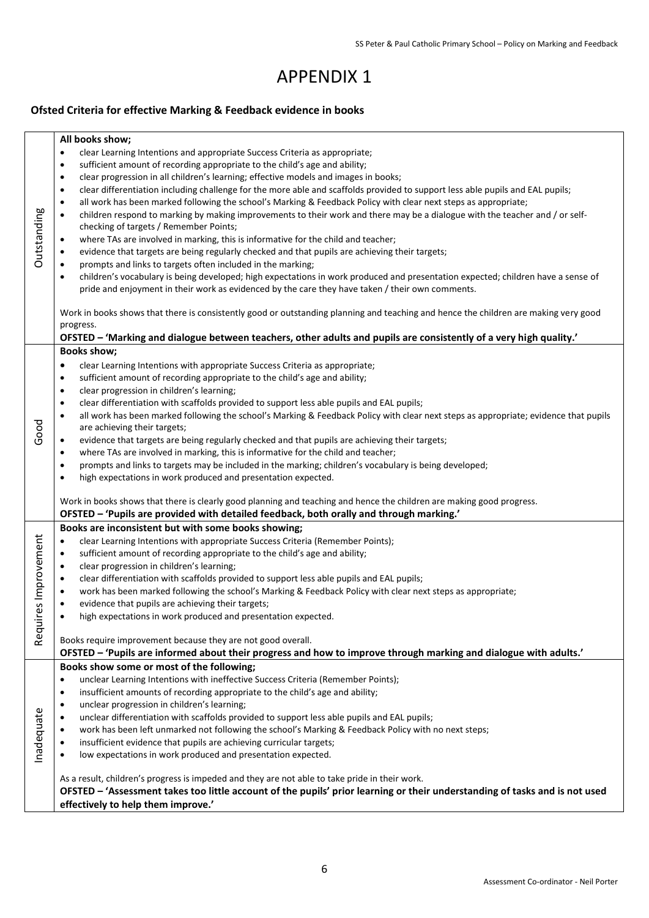# APPENDIX 1

## Ofsted Criteria for effective Marking & Feedback evidence in books

| Grade | Criteria |
|---|---|
| Outstanding | **All books show;**<br>• clear Learning Intentions and appropriate Success Criteria as appropriate;<br>• sufficient amount of recording appropriate to the child's age and ability;<br>• clear progression in all children's learning; effective models and images in books;<br>• clear differentiation including challenge for the more able and scaffolds provided to support less able pupils and EAL pupils;<br>• all work has been marked following the school's Marking & Feedback Policy with clear next steps as appropriate;<br>• children respond to marking by making improvements to their work and there may be a dialogue with the teacher and / or self-checking of targets / Remember Points;<br>• where TAs are involved in marking, this is informative for the child and teacher;<br>• evidence that targets are being regularly checked and that pupils are achieving their targets;<br>• prompts and links to targets often included in the marking;<br>• children's vocabulary is being developed; high expectations in work produced and presentation expected; children have a sense of pride and enjoyment in their work as evidenced by the care they have taken / their own comments.<br><br>Work in books shows that there is consistently good or outstanding planning and teaching and hence the children are making very good progress.<br>**OFSTED – 'Marking and dialogue between teachers, other adults and pupils are consistently of a very high quality.'** |
| Good | **Books show;**<br>• clear Learning Intentions with appropriate Success Criteria as appropriate;<br>• sufficient amount of recording appropriate to the child's age and ability;<br>• clear progression in children's learning;<br>• clear differentiation with scaffolds provided to support less able pupils and EAL pupils;<br>• all work has been marked following the school's Marking & Feedback Policy with clear next steps as appropriate; evidence that pupils are achieving their targets;<br>• evidence that targets are being regularly checked and that pupils are achieving their targets;<br>• where TAs are involved in marking, this is informative for the child and teacher;<br>• prompts and links to targets may be included in the marking; children's vocabulary is being developed;<br>• high expectations in work produced and presentation expected.<br><br>Work in books shows that there is clearly good planning and teaching and hence the children are making good progress.<br>**OFSTED – 'Pupils are provided with detailed feedback, both orally and through marking.'** |
| Requires Improvement | **Books are inconsistent but with some books showing;**<br>• clear Learning Intentions with appropriate Success Criteria (Remember Points);<br>• sufficient amount of recording appropriate to the child's age and ability;<br>• clear progression in children's learning;<br>• clear differentiation with scaffolds provided to support less able pupils and EAL pupils;<br>• work has been marked following the school's Marking & Feedback Policy with clear next steps as appropriate;<br>• evidence that pupils are achieving their targets;<br>• high expectations in work produced and presentation expected.<br><br>Books require improvement because they are not good overall.<br>**OFSTED – 'Pupils are informed about their progress and how to improve through marking and dialogue with adults.'** |
| Inadequate | **Books show some or most of the following;**<br>• unclear Learning Intentions with ineffective Success Criteria (Remember Points);<br>• insufficient amounts of recording appropriate to the child's age and ability;<br>• unclear progression in children's learning;<br>• unclear differentiation with scaffolds provided to support less able pupils and EAL pupils;<br>• work has been left unmarked not following the school's Marking & Feedback Policy with no next steps;<br>• insufficient evidence that pupils are achieving curricular targets;<br>• low expectations in work produced and presentation expected.<br><br>As a result, children's progress is impeded and they are not able to take pride in their work.<br>**OFSTED – 'Assessment takes too little account of the pupils' prior learning or their understanding of tasks and is not used effectively to help them improve.'** |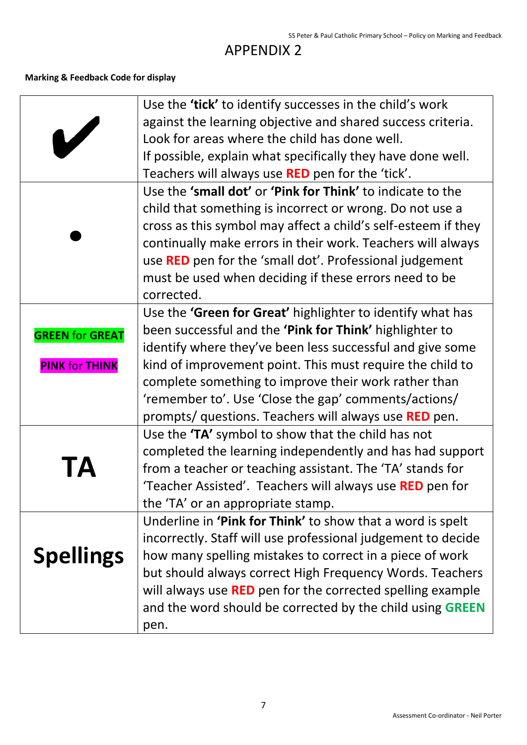# APPENDIX 2

**Marking & Feedback Code for display**

| | |
|---|---|
| ✔ | Use the **'tick'** to identify successes in the child's work against the learning objective and shared success criteria. Look for areas where the child has done well. If possible, explain what specifically they have done well. Teachers will always use **RED** pen for the 'tick'. |
| ● | Use the **'small dot'** or **'Pink for Think'** to indicate to the child that something is incorrect or wrong. Do not use a cross as this symbol may affect a child's self-esteem if they continually make errors in their work. Teachers will always use **RED** pen for the 'small dot'. Professional judgement must be used when deciding if these errors need to be corrected. |
| **GREEN** for **GREAT** <br> **PINK** for **THINK** | Use the **'Green for Great'** highlighter to identify what has been successful and the **'Pink for Think'** highlighter to identify where they've been less successful and give some kind of improvement point. This must require the child to complete something to improve their work rather than 'remember to'. Use 'Close the gap' comments/actions/ prompts/ questions. Teachers will always use **RED** pen. |
| **TA** | Use the **'TA'** symbol to show that the child has not completed the learning independently and has had support from a teacher or teaching assistant. The 'TA' stands for 'Teacher Assisted'. Teachers will always use **RED** pen for the 'TA' or an appropriate stamp. |
| **Spellings** | Underline in **'Pink for Think'** to show that a word is spelt incorrectly. Staff will use professional judgement to decide how many spelling mistakes to correct in a piece of work but should always correct High Frequency Words. Teachers will always use **RED** pen for the corrected spelling example and the word should be corrected by the child using **GREEN** pen. |

Assessment Co-ordinator - Neil Porter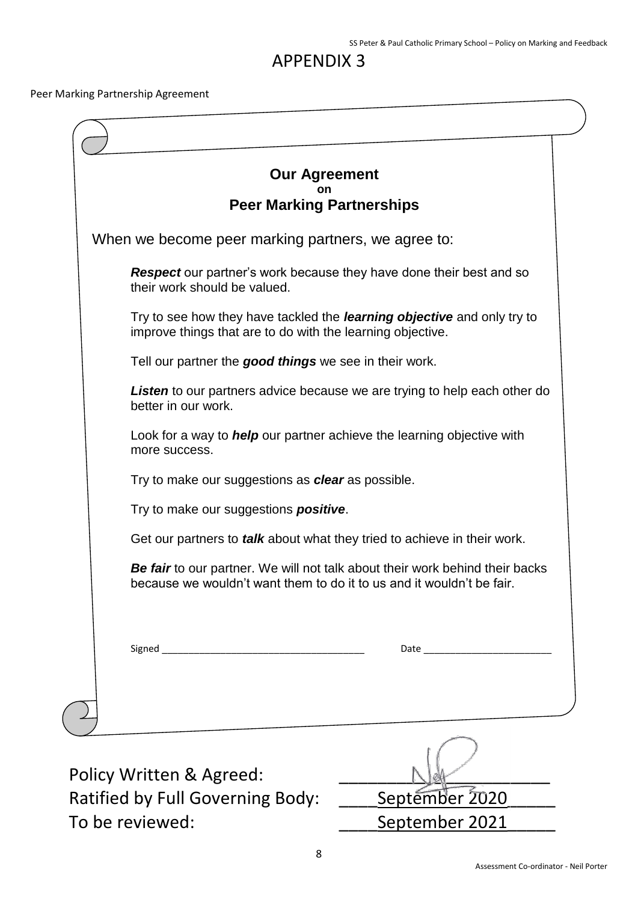# APPENDIX 3

Peer Marking Partnership Agreement

## Our Agreement
**on**
## Peer Marking Partnerships

When we become peer marking partners, we agree to:

***Respect*** our partner's work because they have done their best and so their work should be valued.

Try to see how they have tackled the ***learning objective*** and only try to improve things that are to do with the learning objective.

Tell our partner the ***good things*** we see in their work.

***Listen*** to our partners advice because we are trying to help each other do better in our work.

Look for a way to ***help*** our partner achieve the learning objective with more success.

Try to make our suggestions as ***clear*** as possible.

Try to make our suggestions ***positive***.

Get our partners to ***talk*** about what they tried to achieve in their work.

***Be fair*** to our partner. We will not talk about their work behind their backs because we wouldn't want them to do it to us and it wouldn't be fair.

Signed ___________________________________ Date _____________________

Policy Written & Agreed: ______________________

Ratified by Full Governing Body: ____September 2020_____

To be reviewed: ____September 2021_____

Assessment Co-ordinator - Neil Porter